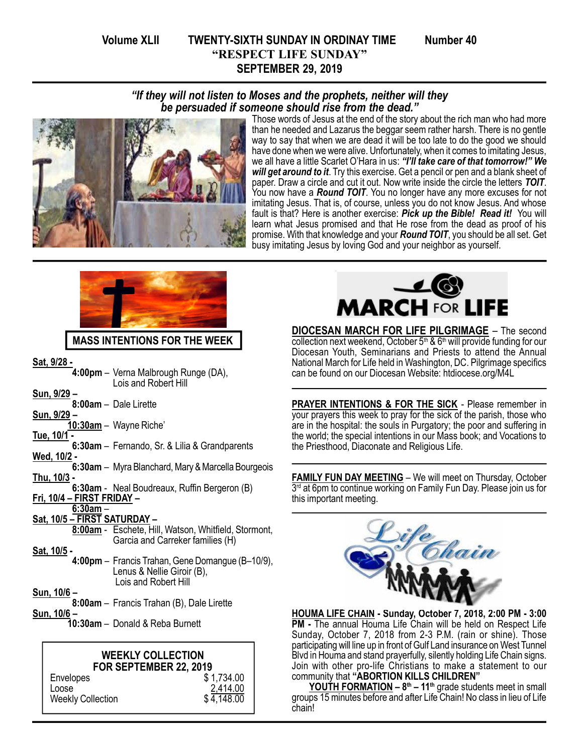Volume XLII    TWENTY-SIXTH SUNDAY IN ORDINAY TIME    Number 40

# "RESPECT LIFE SUNDAY"

## SEPTEMBER 29, 2019

***"If they will not listen to Moses and the prophets, neither will they be persuaded if someone should rise from the dead."***

Those words of Jesus at the end of the story about the rich man who had more than he needed and Lazarus the beggar seem rather harsh. There is no gentle way to say that when we are dead it will be too late to do the good we should have done when we were alive. Unfortunately, when it comes to imitating Jesus, we all have a little Scarlet O'Hara in us: ***"I'll take care of that tomorrow!" We will get around to it***. Try this exercise. Get a pencil or pen and a blank sheet of paper. Draw a circle and cut it out. Now write inside the circle the letters ***TOIT***. You now have a ***Round TOIT***. You no longer have any more excuses for not imitating Jesus. That is, of course, unless you do not know Jesus. And whose fault is that? Here is another exercise: ***Pick up the Bible! Read it!*** You will learn what Jesus promised and that He rose from the dead as proof of his promise. With that knowledge and your ***Round TOIT***, you should be all set. Get busy imitating Jesus by loving God and your neighbor as yourself.

## MASS INTENTIONS FOR THE WEEK

**Sat, 9/28 -**
**4:00pm** – Verna Malbrough Runge (DA), Lois and Robert Hill

**Sun, 9/29 –**
**8:00am** – Dale Lirette

**Sun, 9/29 –**
**10:30am** – Wayne Riche'

**Tue, 10/1 -**
**6:30am** – Fernando, Sr. & Lilia & Grandparents

**Wed, 10/2 -**
**6:30am** – Myra Blanchard, Mary & Marcella Bourgeois

**Thu, 10/3 -**
**6:30am** - Neal Boudreaux, Ruffin Bergeron (B)

**Fri, 10/4 – FIRST FRIDAY –**
**6:30am** –

**Sat, 10/5 – FIRST SATURDAY –**
**8:00am** - Eschete, Hill, Watson, Whitfield, Stormont, Garcia and Carreker families (H)

**Sat, 10/5 -**
**4:00pm** – Francis Trahan, Gene Domangue (B–10/9), Lenus & Nellie Giroir (B), Lois and Robert Hill

**Sun, 10/6 –**
**8:00am** – Francis Trahan (B), Dale Lirette

**Sun, 10/6 –**
**10:30am** – Donald & Reba Burnett

## WEEKLY COLLECTION FOR SEPTEMBER 22, 2019

| | |
|---|---|
| Envelopes | $ 1,734.00 |
| Loose | 2,414.00 |
| Weekly Collection | $ 4,148.00 |

**MARCH FOR LIFE**

**DIOCESAN MARCH FOR LIFE PILGRIMAGE** – The second collection next weekend, October 5th & 6th will provide funding for our Diocesan Youth, Seminarians and Priests to attend the Annual National March for Life held in Washington, DC. Pilgrimage specifics can be found on our Diocesan Website: htdiocese.org/M4L

**PRAYER INTENTIONS & FOR THE SICK** - Please remember in your prayers this week to pray for the sick of the parish, those who are in the hospital: the souls in Purgatory; the poor and suffering in the world; the special intentions in our Mass book; and Vocations to the Priesthood, Diaconate and Religious Life.

**FAMILY FUN DAY MEETING** – We will meet on Thursday, October 3rd at 6pm to continue working on Family Fun Day. Please join us for this important meeting.

**HOUMA LIFE CHAIN - Sunday, October 7, 2018, 2:00 PM - 3:00 PM -** The annual Houma Life Chain will be held on Respect Life Sunday, October 7, 2018 from 2-3 P.M. (rain or shine). Those participating will line up in front of Gulf Land insurance on West Tunnel Blvd in Houma and stand prayerfully, silently holding Life Chain signs. Join with other pro-life Christians to make a statement to our community that **"ABORTION KILLS CHILDREN"**

**YOUTH FORMATION – 8th – 11th** grade students meet in small groups 15 minutes before and after Life Chain! No class in lieu of Life chain!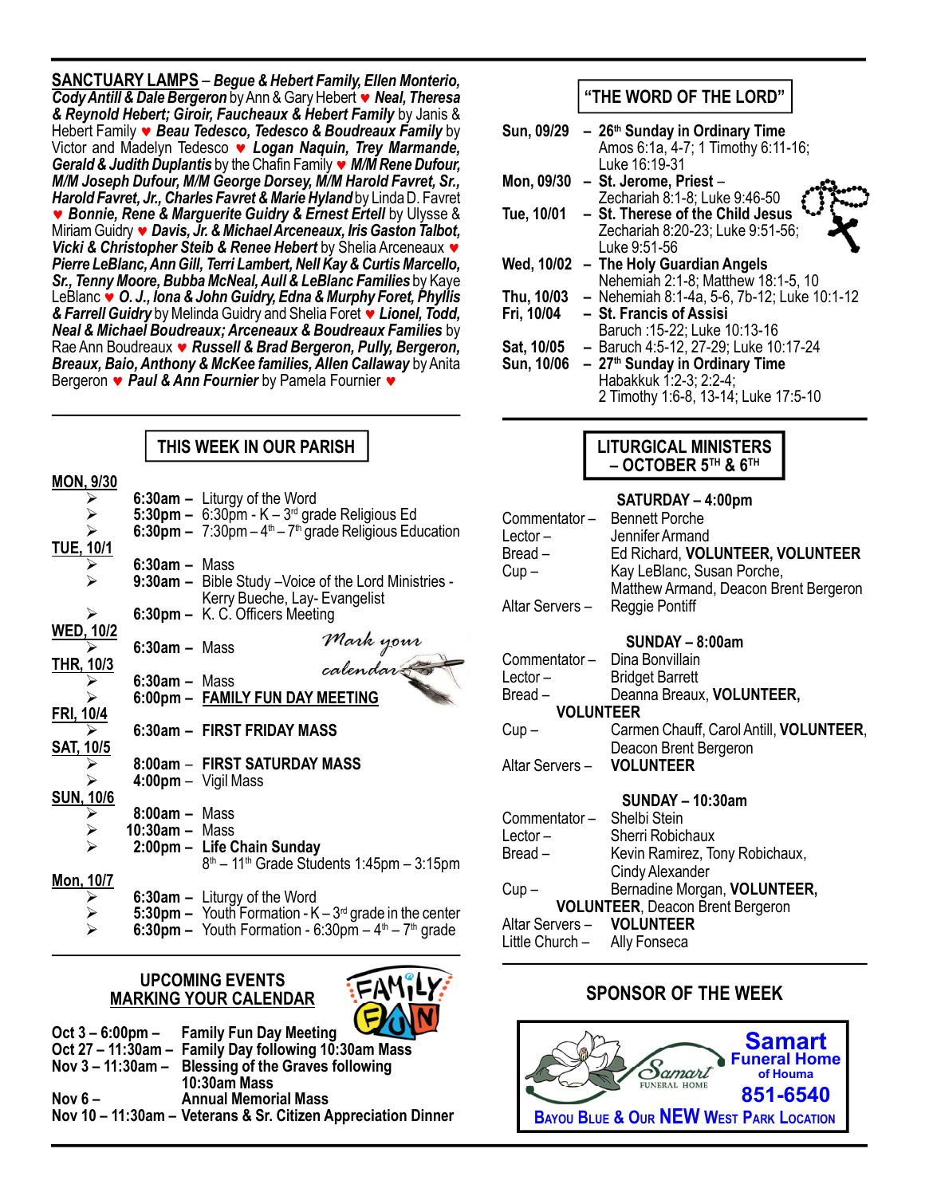**SANCTUARY LAMPS** – ***Begue & Hebert Family, Ellen Monterio, Cody Antill & Dale Bergeron*** by Ann & Gary Hebert ♥ ***Neal, Theresa & Reynold Hebert; Giroir, Faucheaux & Hebert Family*** by Janis & Hebert Family ♥ ***Beau Tedesco, Tedesco & Boudreaux Family*** by Victor and Madelyn Tedesco ♥ ***Logan Naquin, Trey Marmande, Gerald & Judith Duplantis*** by the Chafin Family ♥ ***M/M Rene Dufour, M/M Joseph Dufour, M/M George Dorsey, M/M Harold Favret, Sr., Harold Favret, Jr., Charles Favret & Marie Hyland*** by Linda D. Favret ♥ ***Bonnie, Rene & Marguerite Guidry & Ernest Ertell*** by Ulysse & Miriam Guidry ♥ ***Davis, Jr. & Michael Arceneaux, Iris Gaston Talbot, Vicki & Christopher Steib & Renee Hebert*** by Shelia Arceneaux ♥ ***Pierre LeBlanc, Ann Gill, Terri Lambert, Nell Kay & Curtis Marcello, Sr., Tenny Moore, Bubba McNeal, Aull & LeBlanc Families*** by Kaye LeBlanc ♥ ***O. J., Iona & John Guidry, Edna & Murphy Foret, Phyllis & Farrell Guidry*** by Melinda Guidry and Shelia Foret ♥ ***Lionel, Todd, Neal & Michael Boudreaux; Arceneaux & Boudreaux Families*** by Rae Ann Boudreaux ♥ ***Russell & Brad Bergeron, Pully, Bergeron, Breaux, Baio, Anthony & McKee families, Allen Callaway*** by Anita Bergeron ♥ ***Paul & Ann Fournier*** by Pamela Fournier ♥

## THIS WEEK IN OUR PARISH

**MON, 9/30**
- **6:30am –** Liturgy of the Word
- **5:30pm –** 6:30pm - K – 3rd grade Religious Ed
- **6:30pm –** 7:30pm – 4th – 7th grade Religious Education

**TUE, 10/1**
- **6:30am –** Mass
- **9:30am –** Bible Study –Voice of the Lord Ministries - Kerry Bueche, Lay- Evangelist
- **6:30pm –** K. C. Officers Meeting

**WED, 10/2**
- **6:30am –** Mass

*Mark your calendar*

**THR, 10/3**
- **6:30am –** Mass
- **6:00pm –** **FAMILY FUN DAY MEETING**

**FRI, 10/4**
- **6:30am –** **FIRST FRIDAY MASS**

**SAT, 10/5**
- **8:00am –** **FIRST SATURDAY MASS**
- **4:00pm –** Vigil Mass

**SUN, 10/6**
- **8:00am –** Mass
- **10:30am –** Mass
- **2:00pm –** **Life Chain Sunday**
  8th – 11th Grade Students 1:45pm – 3:15pm

**Mon, 10/7**
- **6:30am –** Liturgy of the Word
- **5:30pm –** Youth Formation - K – 3rd grade in the center
- **6:30pm –** Youth Formation - 6:30pm – 4th – 7th grade

## UPCOMING EVENTS MARKING YOUR CALENDAR

**Oct 3 – 6:00pm – Family Fun Day Meeting**
**Oct 27 – 11:30am – Family Day following 10:30am Mass**
**Nov 3 – 11:30am – Blessing of the Graves following 10:30am Mass**
**Nov 6 – Annual Memorial Mass**
**Nov 10 – 11:30am – Veterans & Sr. Citizen Appreciation Dinner**

## "THE WORD OF THE LORD"

**Sun, 09/29** – **26th Sunday in Ordinary Time**
Amos 6:1a, 4-7; 1 Timothy 6:11-16; Luke 16:19-31

**Mon, 09/30** – **St. Jerome, Priest** –
Zechariah 8:1-8; Luke 9:46-50

**Tue, 10/01** – **St. Therese of the Child Jesus**
Zechariah 8:20-23; Luke 9:51-56; Luke 9:51-56

**Wed, 10/02** – **The Holy Guardian Angels**
Nehemiah 2:1-8; Matthew 18:1-5, 10

**Thu, 10/03** – Nehemiah 8:1-4a, 5-6, 7b-12; Luke 10:1-12

**Fri, 10/04** – **St. Francis of Assisi**
Baruch :15-22; Luke 10:13-16

**Sat, 10/05** – Baruch 4:5-12, 27-29; Luke 10:17-24

**Sun, 10/06** – **27th Sunday in Ordinary Time**
Habakkuk 1:2-3; 2:2-4; 2 Timothy 1:6-8, 13-14; Luke 17:5-10

## LITURGICAL MINISTERS – OCTOBER 5TH & 6TH

### SATURDAY – 4:00pm

- Commentator – Bennett Porche
- Lector – Jennifer Armand
- Bread – Ed Richard, **VOLUNTEER, VOLUNTEER**
- Cup – Kay LeBlanc, Susan Porche, Matthew Armand, Deacon Brent Bergeron
- Altar Servers – Reggie Pontiff

### SUNDAY – 8:00am

- Commentator – Dina Bonvillain
- Lector – Bridget Barrett
- Bread – Deanna Breaux, **VOLUNTEER, VOLUNTEER**
- Cup – Carmen Chauff, Carol Antill, **VOLUNTEER**, Deacon Brent Bergeron
- Altar Servers – **VOLUNTEER**

### SUNDAY – 10:30am

- Commentator – Shelbi Stein
- Lector – Sherri Robichaux
- Bread – Kevin Ramirez, Tony Robichaux, Cindy Alexander
- Cup – Bernadine Morgan, **VOLUNTEER, VOLUNTEER**, Deacon Brent Bergeron
- Altar Servers – **VOLUNTEER**
- Little Church – Ally Fonseca

## SPONSOR OF THE WEEK

**Samart Funeral Home of Houma**
Samart FUNERAL HOME
**851-6540**
**BAYOU BLUE & OUR NEW WEST PARK LOCATION**